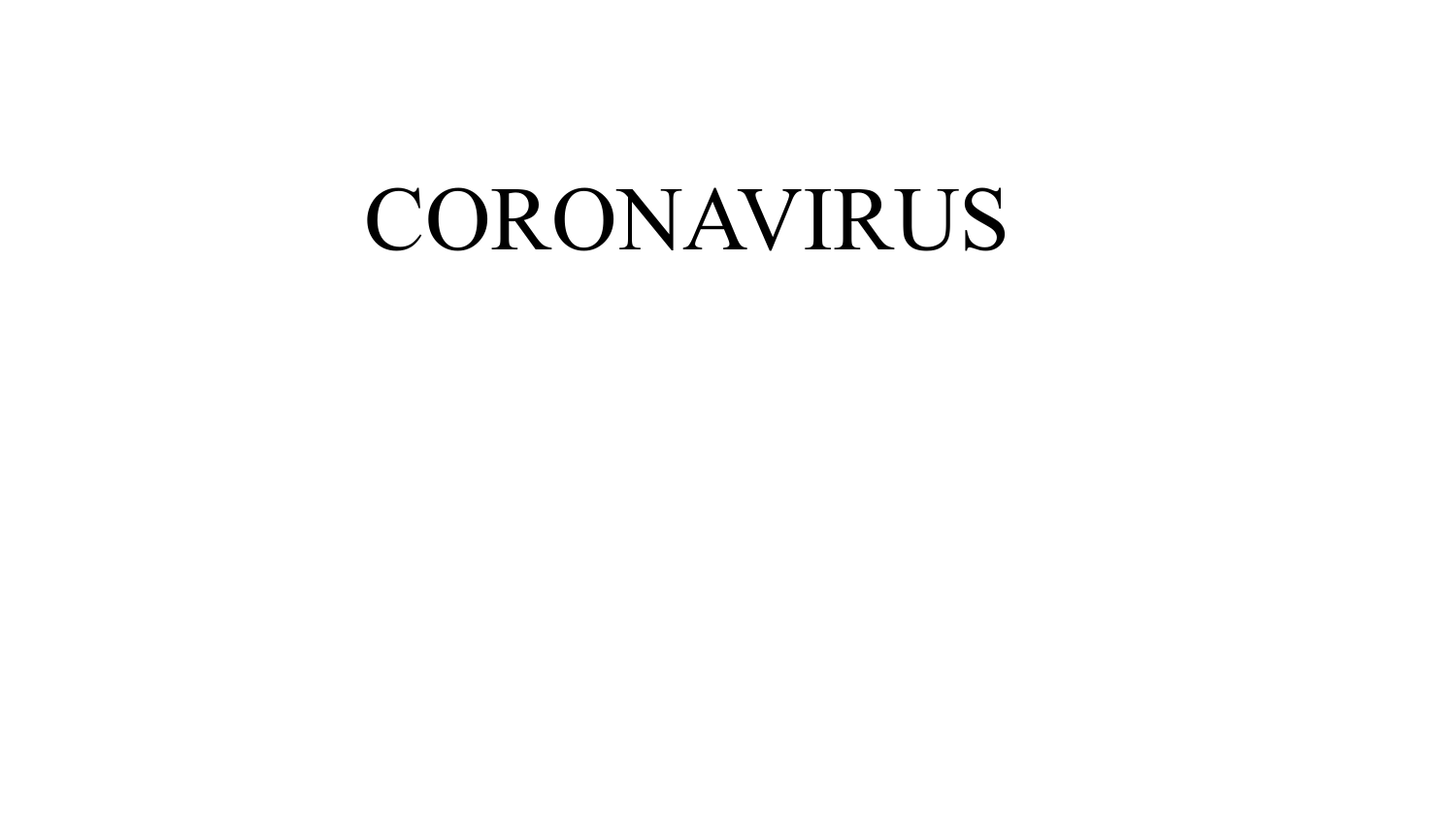# CORONAVIRUS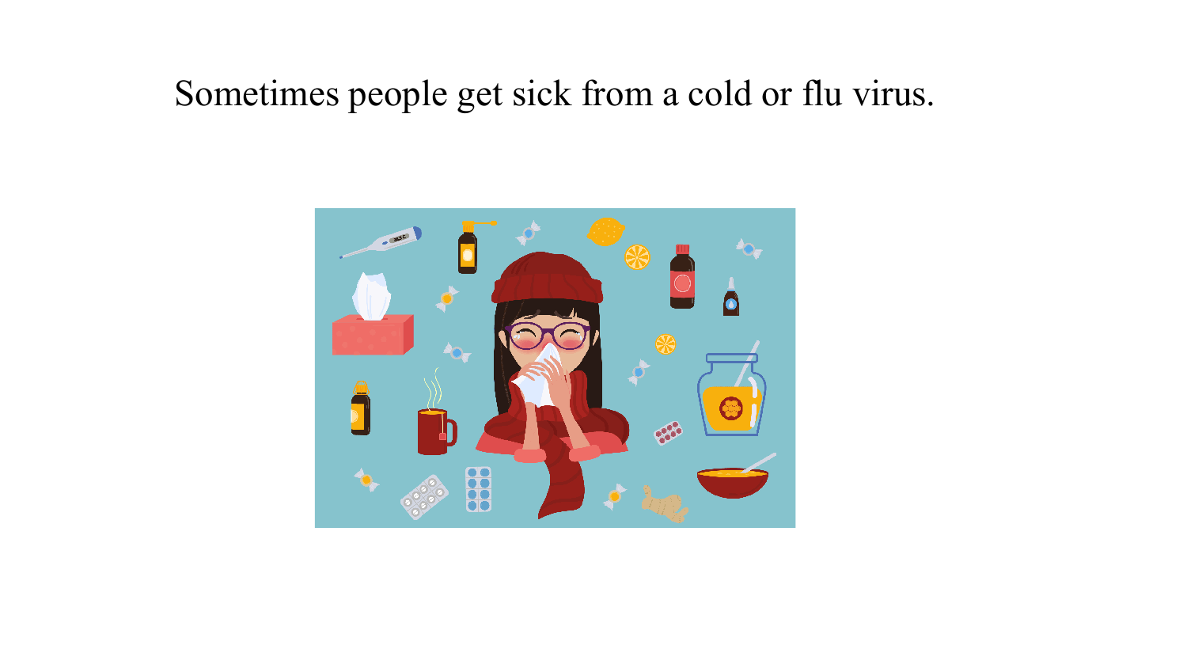Sometimes people get sick from a cold or flu virus.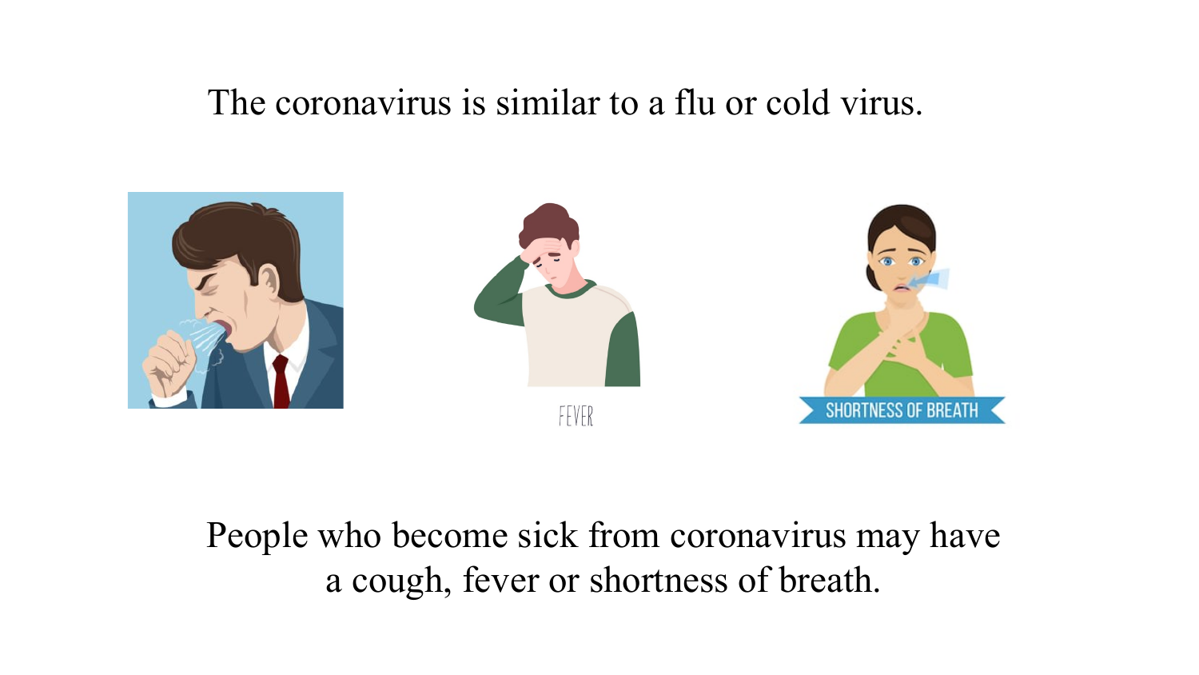The coronavirus is similar to a flu or cold virus.

FEVER

SHORTNESS OF BREATH

People who become sick from coronavirus may have a cough, fever or shortness of breath.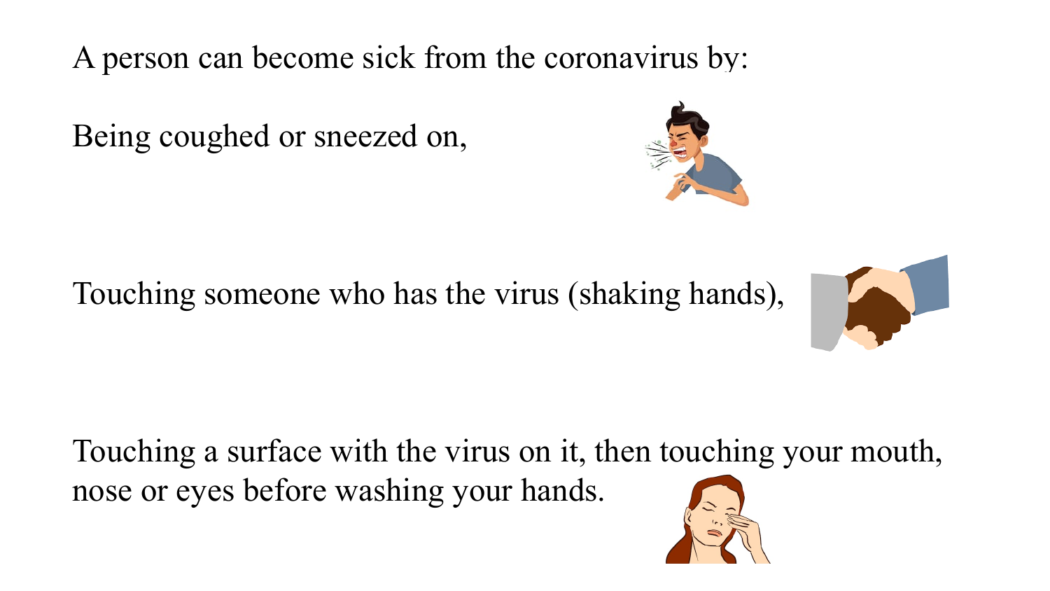A person can become sick from the coronavirus by:

Being coughed or sneezed on,

Touching someone who has the virus (shaking hands),

Touching a surface with the virus on it, then touching your mouth, nose or eyes before washing your hands.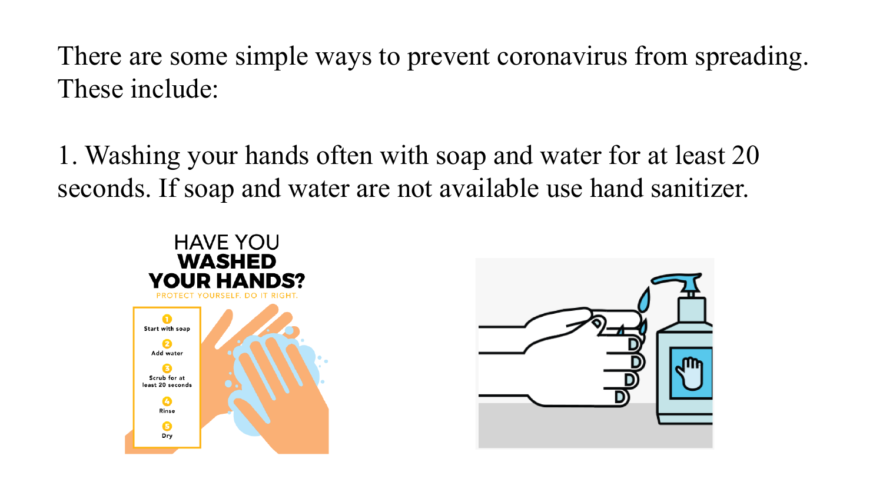There are some simple ways to prevent coronavirus from spreading. These include:

1. Washing your hands often with soap and water for at least 20 seconds. If soap and water are not available use hand sanitizer.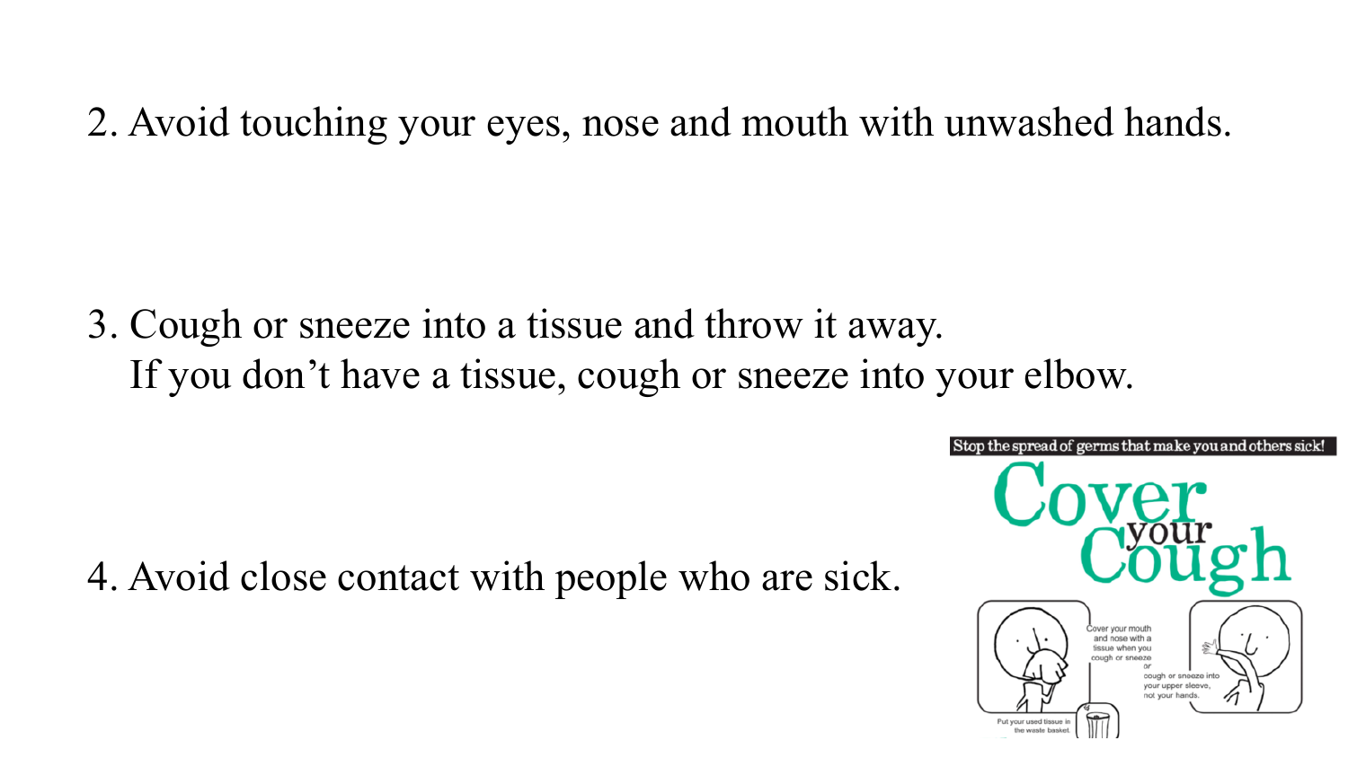2. Avoid touching your eyes, nose and mouth with unwashed hands.

3. Cough or sneeze into a tissue and throw it away.
   If you don't have a tissue, cough or sneeze into your elbow.

4. Avoid close contact with people who are sick.

Stop the spread of germs that make you and others sick!

Cover your Cough

Cover your mouth and nose with a tissue when you cough or sneeze

or

cough or sneeze into your upper sleeve, not your hands.

Put your used tissue in the waste basket.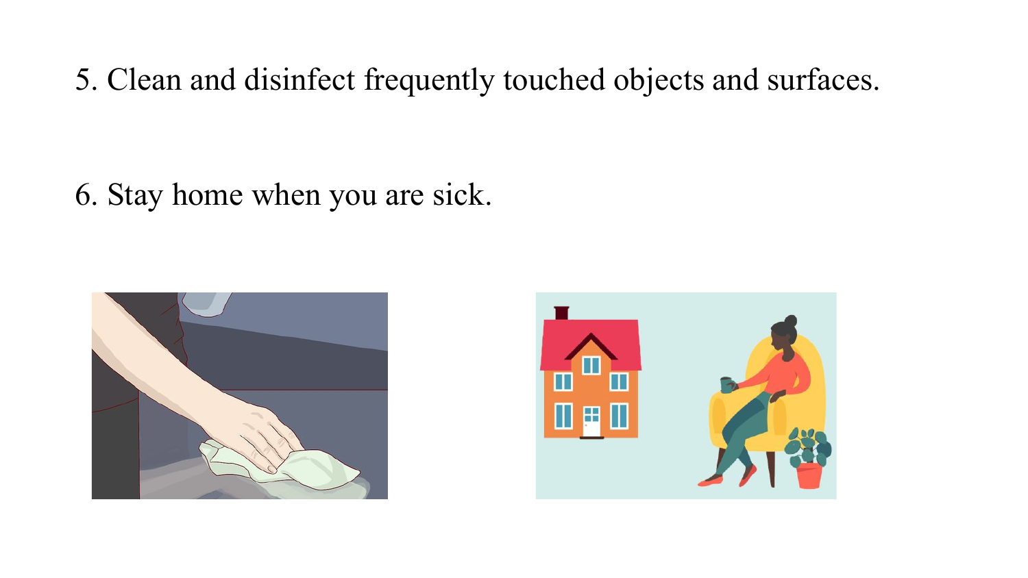5. Clean and disinfect frequently touched objects and surfaces.

6. Stay home when you are sick.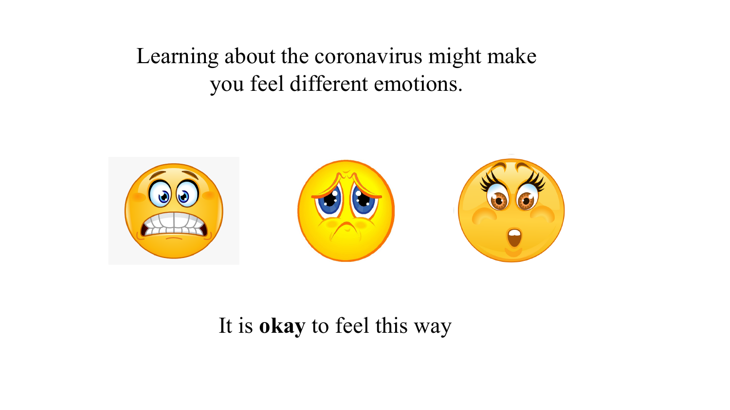Learning about the coronavirus might make you feel different emotions.

It is **okay** to feel this way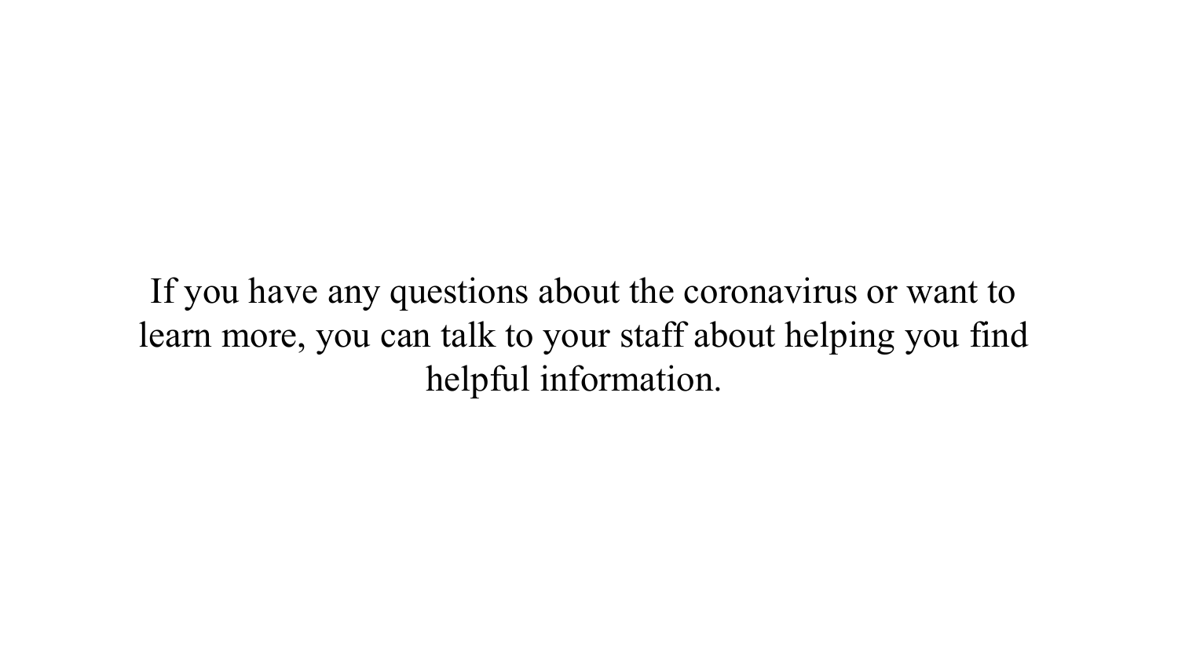If you have any questions about the coronavirus or want to learn more, you can talk to your staff about helping you find helpful information.